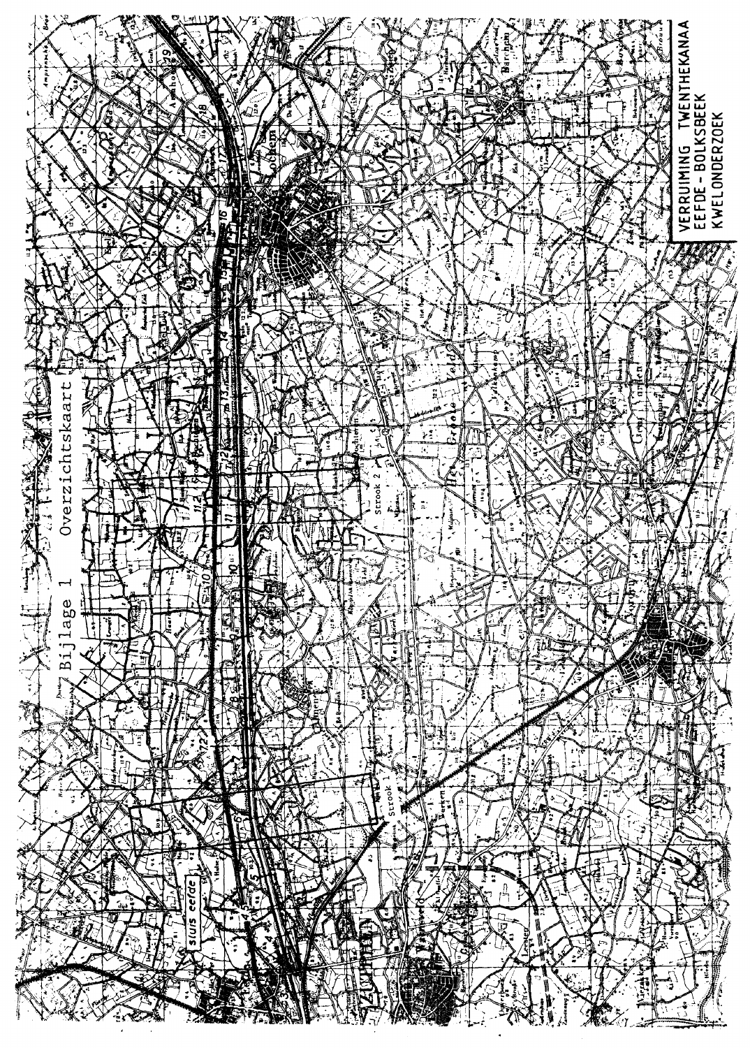Bijlage 1 Overzichtskaart

VERRUIMING TWENTHEKANAAL
EEFDE - BOLKSBEEK
KWELONDERZOEK

Strook 1

Strook 2

sluis eefde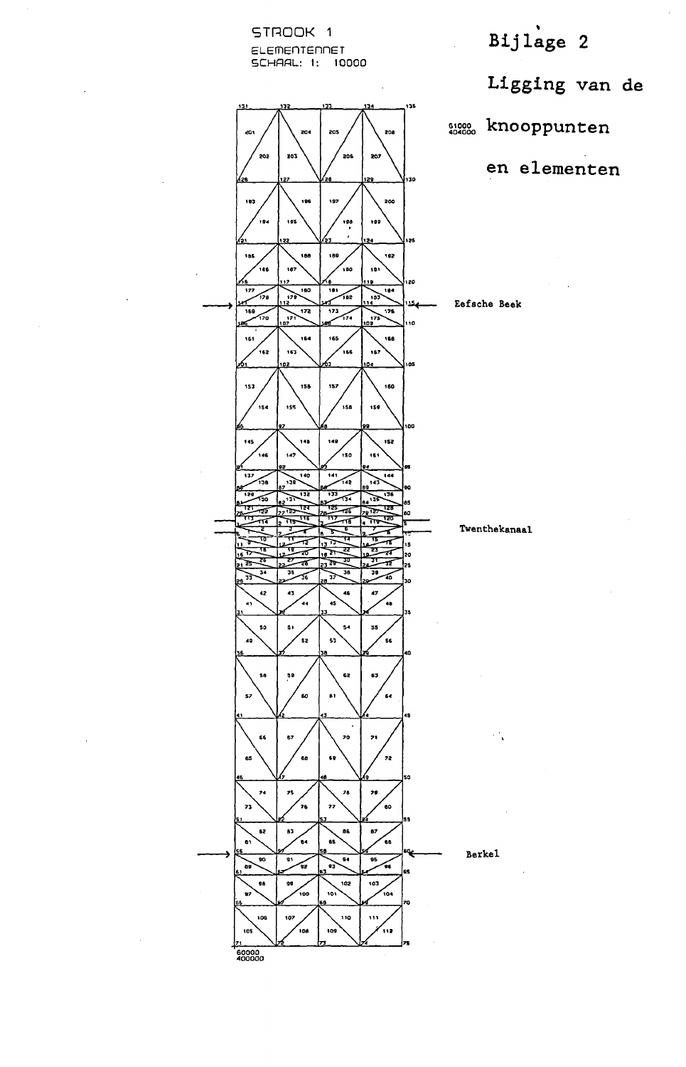# Bijlage 2

## Ligging van de knooppunten en elementen

STROOK 1

ELEMENTENNET

SCHAAL: 1: 10000

61000
404000

60000
400000

Eefsche Beek

Twenthekanaal

Berkel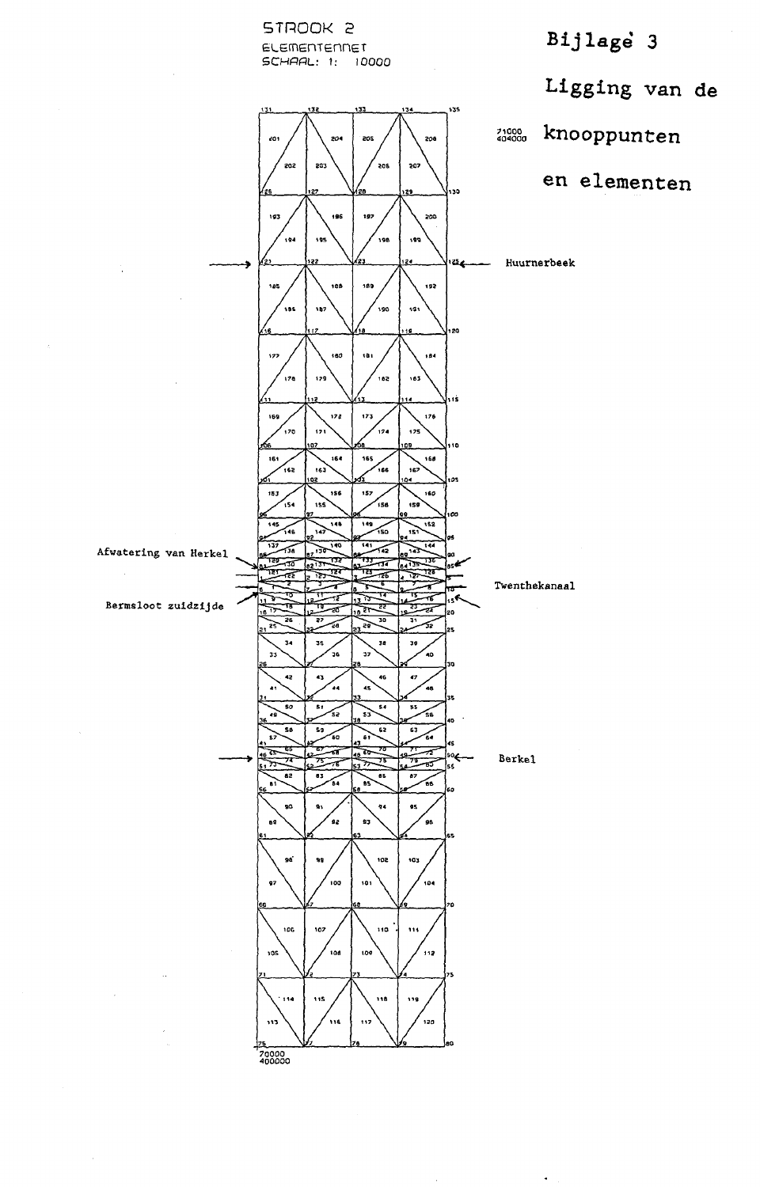STROOK 2

ELEMENTENNET

SCHAAL: 1: 10000

**Bijlage 3**

**Ligging van de knooppunten en elementen**

71000
404000

Huurnerbeek

Afwatering van Herkel

Twenthekanaal

Bermsloot zuidzijde

Berkel

70000
400000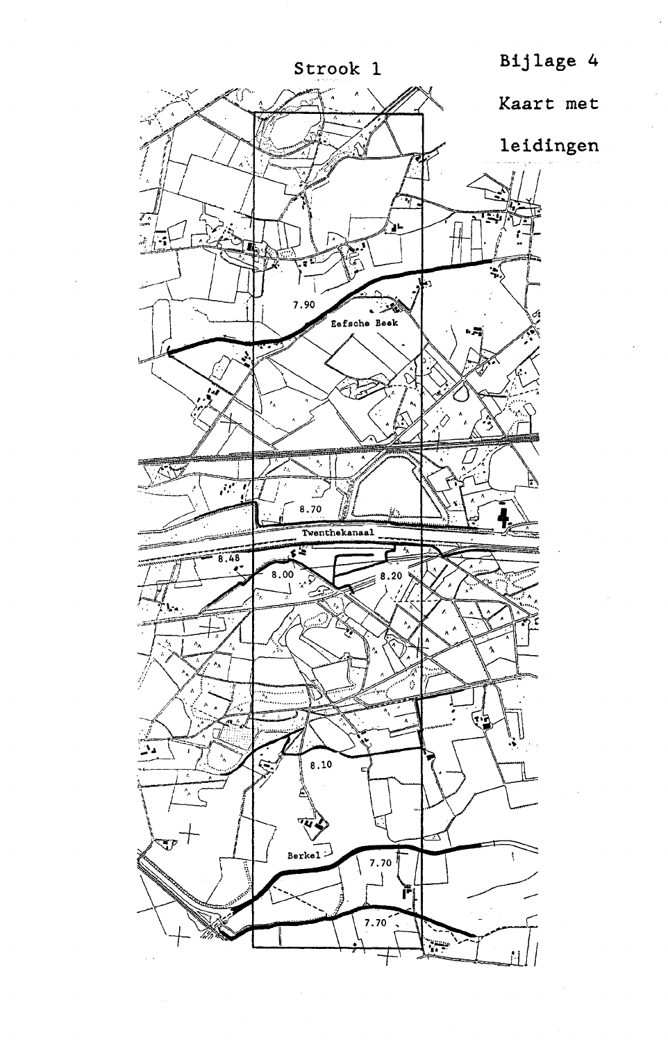Strook 1

Bijlage 4

Kaart met

leidingen

7.90

Eefsche Beek

8.70

Twenthekanaal

8.48

8.00

8.20

8.10

Berkel

7.70

7.70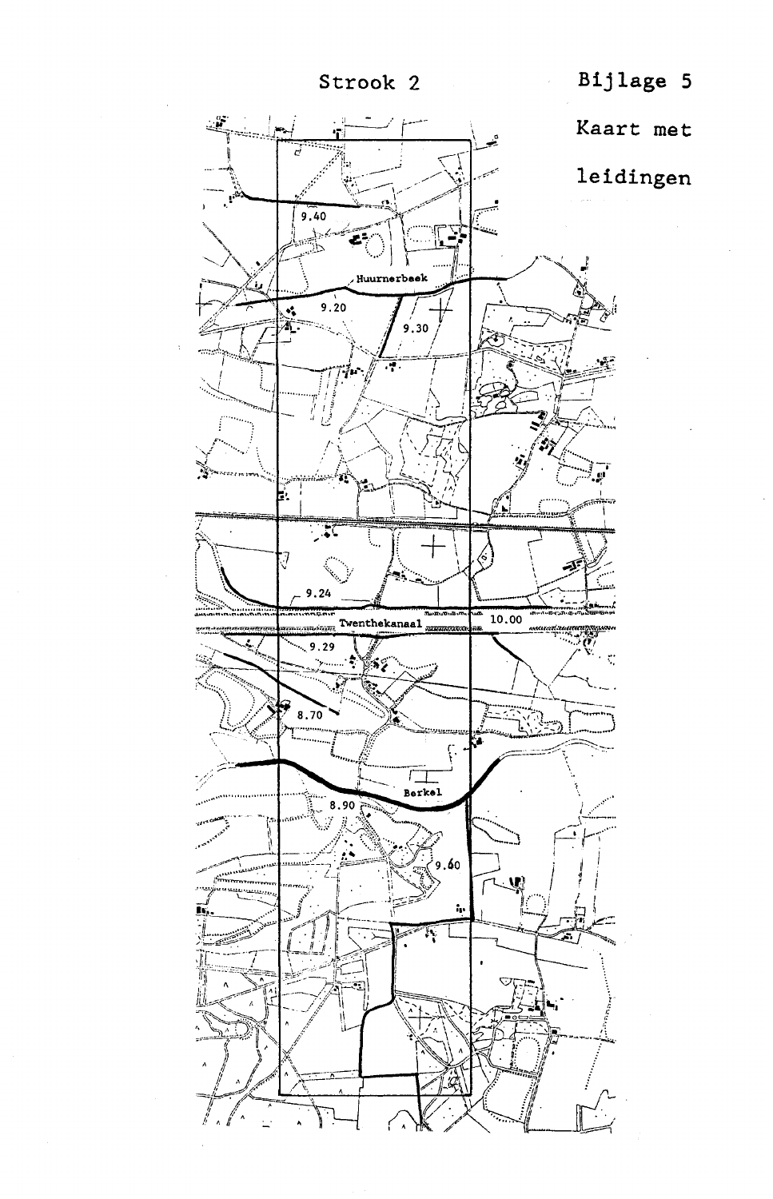Strook 2

Bijlage 5

Kaart met

leidingen

9.40

Huurnerbeek

9.20

9.30

9.24

Twenthekanaal

10.00

9.29

8.70

Berkel

8.90

9.60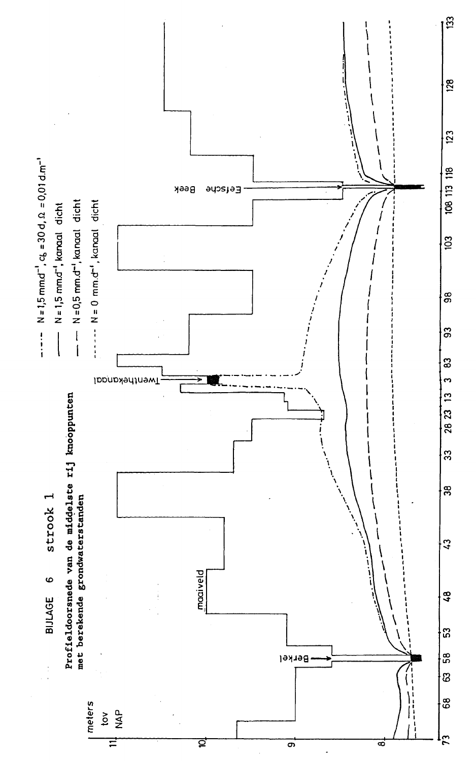# BIJLAGE 6 strook 1

**Profieldoorsnede van de middelste rij knooppunten met berekende grondwaterstanden**

meters tov NAP

- -·-·- $N = 1{,}5\ mm\,d^{-1}$, $c_6 = 30\ d$, $\Omega = 0{,}01\ d.m^{-1}$
- —— $N = 1{,}5\ mm.d^{-1}$, kanaal dicht
- – – $N = 0{,}5\ mm.d^{-1}$, kanaal dicht
- ----- $N = 0\ mm.d^{-1}$, kanaal dicht

maaiveld

Berkel

Twenthekanaal

Eefsche Beek

73 68 63 58 53 48 43 38 33 28 23 13 3 83 93 98 103 108 113 118 123 128 133

8 9 10 11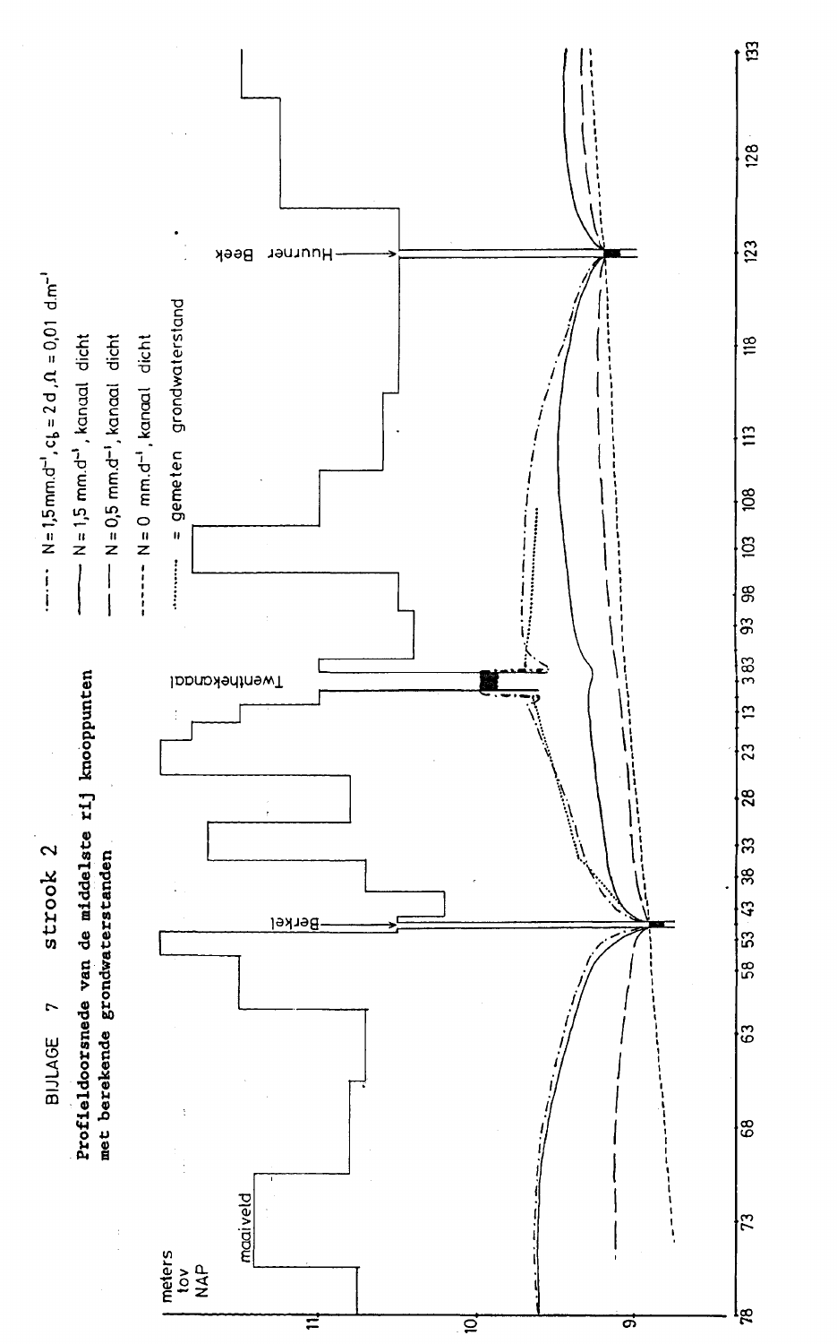BIJLAGE 7 strook 2

**Profieldoorsnede van de middelste rij knooppunten met berekende grondwaterstanden**

- $N = 1{,}5\ mm.d^{-1}$, $c_b = 2\ d$, $\Omega = 0{,}01\ d.m^{-1}$
- $N = 1{,}5\ mm.d^{-1}$, kanaal dicht
- $N = 0{,}5\ mm.d^{-1}$, kanaal dicht
- $N = 0\ mm.d^{-1}$, kanaal dicht
- = gemeten grondwaterstand

meters tov NAP

maaiveld

Berkel

Twenthekanaal

Huurner Beek

78 73 68 63 58 53 43 38 33 28 23 13 3 83 93 98 103 108 113 118 123 128 133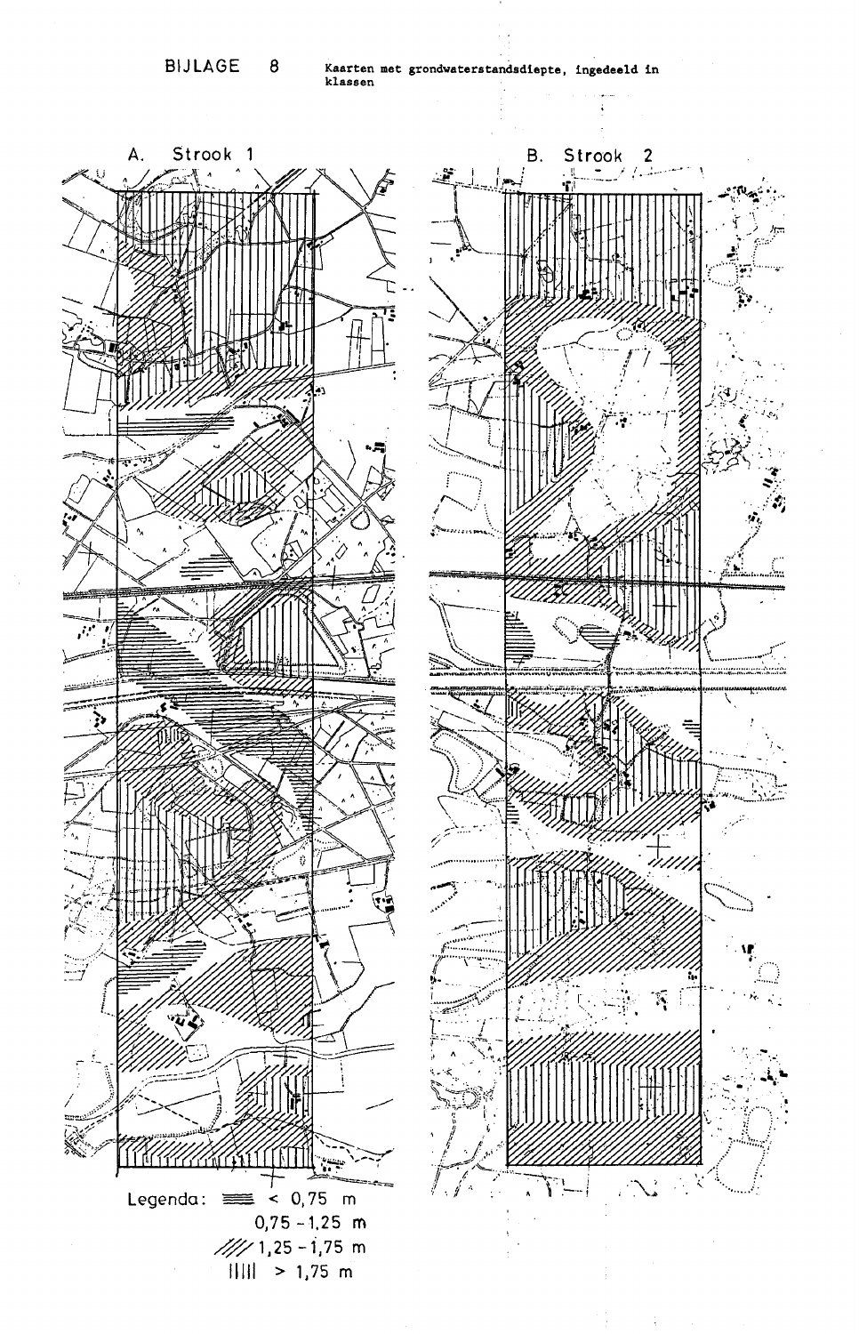BIJLAGE 8 Kaarten met grondwaterstandsdiepte, ingedeeld in klassen

A. Strook 1

B. Strook 2

Legenda:
< 0,75 m
0,75 - 1,25 m
1,25 - 1,75 m
> 1,75 m